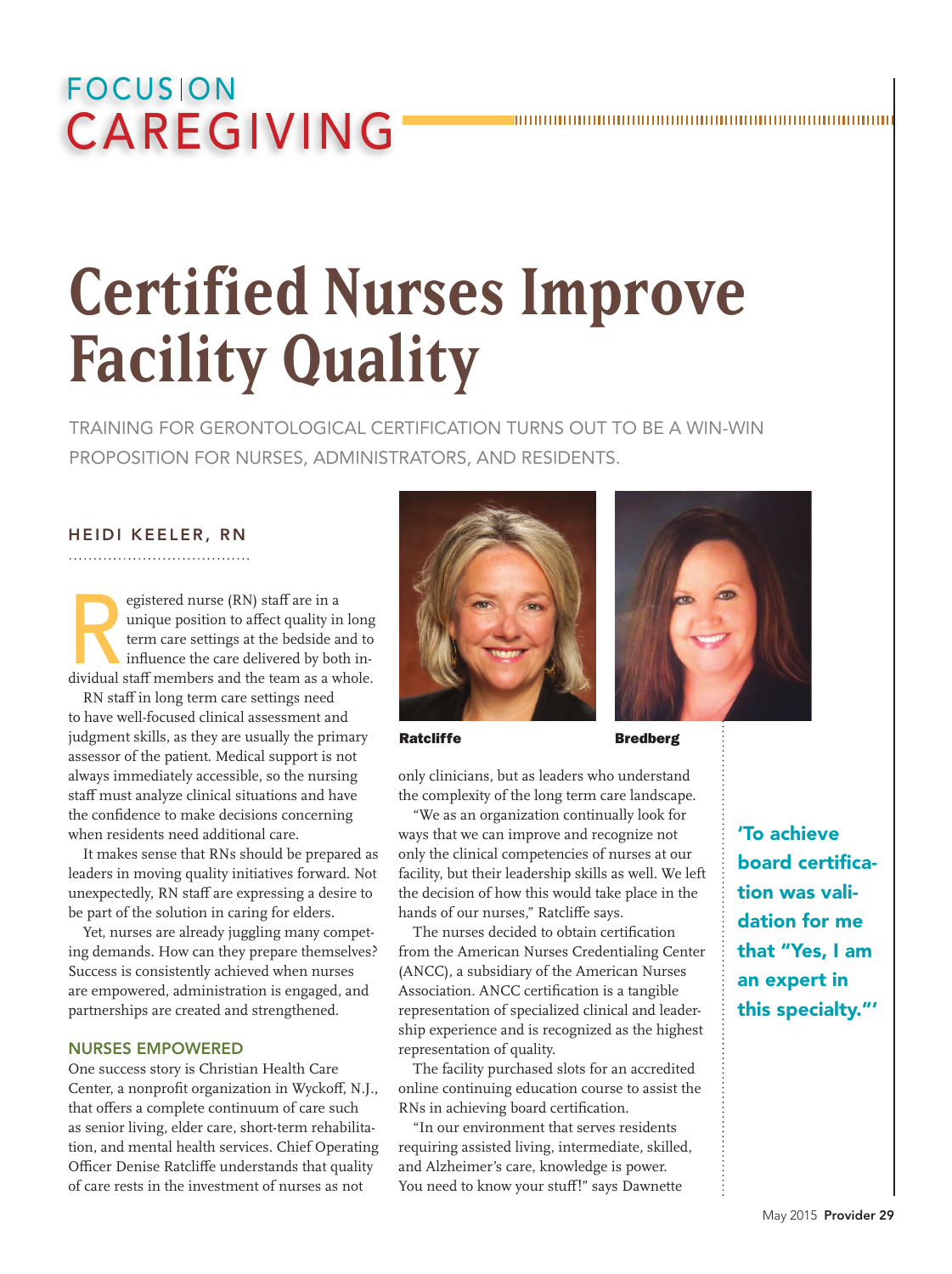FOCUS ON CAREGIVING

# Certified Nurses Improve Facility Quality

TRAINING FOR GERONTOLOGICAL CERTIFICATION TURNS OUT TO BE A WIN-WIN PROPOSITION FOR NURSES, ADMINISTRATORS, AND RESIDENTS.

HEIDI KEELER, RN

Registered nurse (RN) staff are in a unique position to affect quality in long term care settings at the bedside and to influence the care delivered by both individual staff members and the team as a whole.

RN staff in long term care settings need to have well-focused clinical assessment and judgment skills, as they are usually the primary assessor of the patient. Medical support is not always immediately accessible, so the nursing staff must analyze clinical situations and have the confidence to make decisions concerning when residents need additional care.

It makes sense that RNs should be prepared as leaders in moving quality initiatives forward. Not unexpectedly, RN staff are expressing a desire to be part of the solution in caring for elders.

Yet, nurses are already juggling many competing demands. How can they prepare themselves? Success is consistently achieved when nurses are empowered, administration is engaged, and partnerships are created and strengthened.

## NURSES EMPOWERED

One success story is Christian Health Care Center, a nonprofit organization in Wyckoff, N.J., that offers a complete continuum of care such as senior living, elder care, short-term rehabilitation, and mental health services. Chief Operating Officer Denise Ratcliffe understands that quality of care rests in the investment of nurses as not only clinicians, but as leaders who understand the complexity of the long term care landscape.

Ratcliffe

Bredberg

"We as an organization continually look for ways that we can improve and recognize not only the clinical competencies of nurses at our facility, but their leadership skills as well. We left the decision of how this would take place in the hands of our nurses," Ratcliffe says.

The nurses decided to obtain certification from the American Nurses Credentialing Center (ANCC), a subsidiary of the American Nurses Association. ANCC certification is a tangible representation of specialized clinical and leadership experience and is recognized as the highest representation of quality.

The facility purchased slots for an accredited online continuing education course to assist the RNs in achieving board certification.

"In our environment that serves residents requiring assisted living, intermediate, skilled, and Alzheimer's care, knowledge is power. You need to know your stuff!" says Dawnette

**'To achieve board certification was validation for me that "Yes, I am an expert in this specialty."'**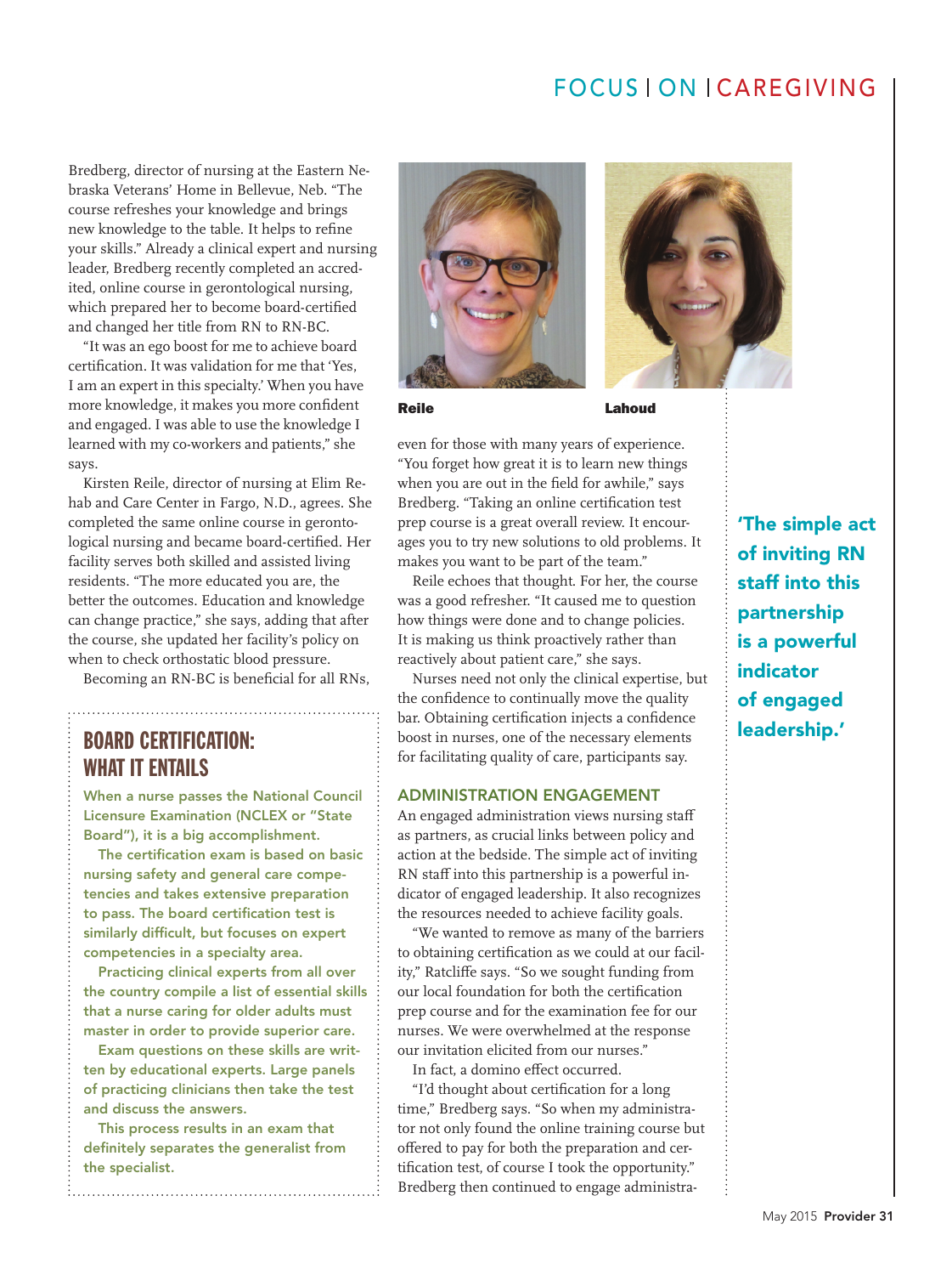Bredberg, director of nursing at the Eastern Nebraska Veterans' Home in Bellevue, Neb. "The course refreshes your knowledge and brings new knowledge to the table. It helps to refine your skills." Already a clinical expert and nursing leader, Bredberg recently completed an accredited, online course in gerontological nursing, which prepared her to become board-certified and changed her title from RN to RN-BC.

"It was an ego boost for me to achieve board certification. It was validation for me that 'Yes, I am an expert in this specialty.' When you have more knowledge, it makes you more confident and engaged. I was able to use the knowledge I learned with my co-workers and patients," she says.

Kirsten Reile, director of nursing at Elim Rehab and Care Center in Fargo, N.D., agrees. She completed the same online course in gerontological nursing and became board-certified. Her facility serves both skilled and assisted living residents. "The more educated you are, the better the outcomes. Education and knowledge can change practice," she says, adding that after the course, she updated her facility's policy on when to check orthostatic blood pressure.

Becoming an RN-BC is beneficial for all RNs, even for those with many years of experience. "You forget how great it is to learn new things when you are out in the field for awhile," says Bredberg. "Taking an online certification test prep course is a great overall review. It encourages you to try new solutions to old problems. It makes you want to be part of the team."

Reile echoes that thought. For her, the course was a good refresher. "It caused me to question how things were done and to change policies. It is making us think proactively rather than reactively about patient care," she says.

Nurses need not only the clinical expertise, but the confidence to continually move the quality bar. Obtaining certification injects a confidence boost in nurses, one of the necessary elements for facilitating quality of care, participants say.

Reile

Lahoud

## BOARD CERTIFICATION: WHAT IT ENTAILS

When a nurse passes the National Council Licensure Examination (NCLEX or "State Board"), it is a big accomplishment.

The certification exam is based on basic nursing safety and general care competencies and takes extensive preparation to pass. The board certification test is similarly difficult, but focuses on expert competencies in a specialty area.

Practicing clinical experts from all over the country compile a list of essential skills that a nurse caring for older adults must master in order to provide superior care.

Exam questions on these skills are written by educational experts. Large panels of practicing clinicians then take the test and discuss the answers.

This process results in an exam that definitely separates the generalist from the specialist.

### ADMINISTRATION ENGAGEMENT

An engaged administration views nursing staff as partners, as crucial links between policy and action at the bedside. The simple act of inviting RN staff into this partnership is a powerful indicator of engaged leadership. It also recognizes the resources needed to achieve facility goals.

"We wanted to remove as many of the barriers to obtaining certification as we could at our facility," Ratcliffe says. "So we sought funding from our local foundation for both the certification prep course and for the examination fee for our nurses. We were overwhelmed at the response our invitation elicited from our nurses."

In fact, a domino effect occurred.

"I'd thought about certification for a long time," Bredberg says. "So when my administrator not only found the online training course but offered to pay for both the preparation and certification test, of course I took the opportunity." Bredberg then continued to engage administra-

**'The simple act of inviting RN staff into this partnership is a powerful indicator of engaged leadership.'**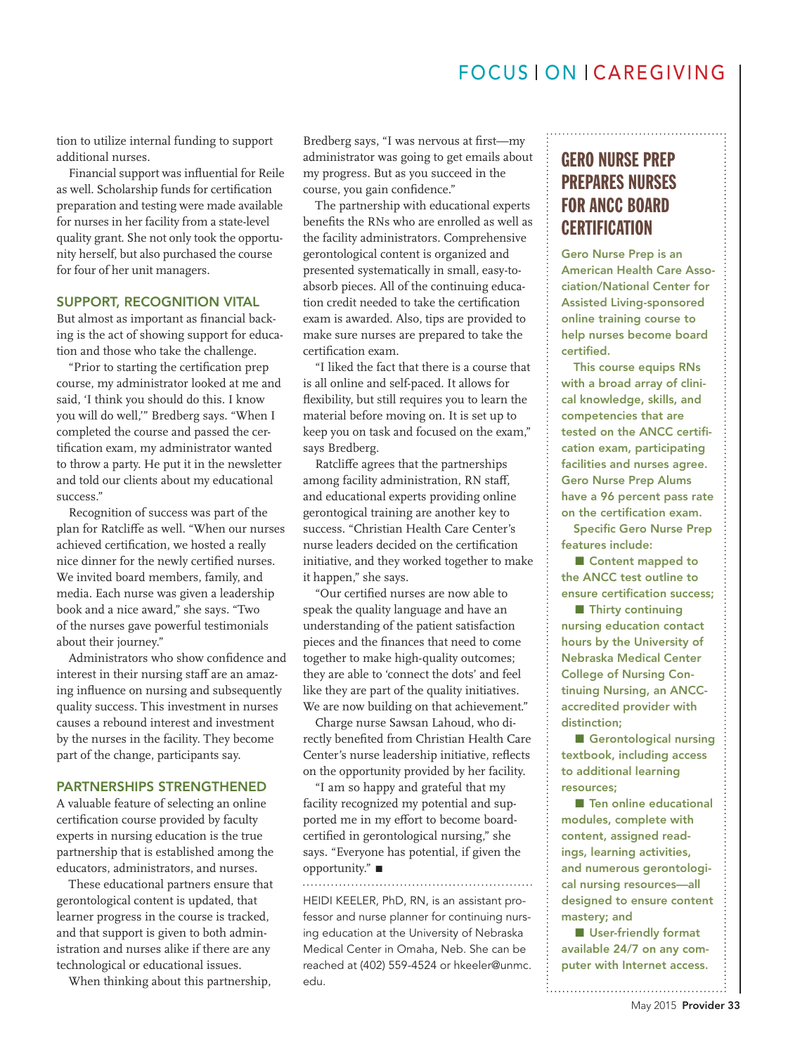tion to utilize internal funding to support additional nurses.

Financial support was influential for Reile as well. Scholarship funds for certification preparation and testing were made available for nurses in her facility from a state-level quality grant. She not only took the opportunity herself, but also purchased the course for four of her unit managers.

## SUPPORT, RECOGNITION VITAL

But almost as important as financial backing is the act of showing support for education and those who take the challenge.

"Prior to starting the certification prep course, my administrator looked at me and said, 'I think you should do this. I know you will do well,'" Bredberg says. "When I completed the course and passed the certification exam, my administrator wanted to throw a party. He put it in the newsletter and told our clients about my educational success."

Recognition of success was part of the plan for Ratcliffe as well. "When our nurses achieved certification, we hosted a really nice dinner for the newly certified nurses. We invited board members, family, and media. Each nurse was given a leadership book and a nice award," she says. "Two of the nurses gave powerful testimonials about their journey."

Administrators who show confidence and interest in their nursing staff are an amazing influence on nursing and subsequently quality success. This investment in nurses causes a rebound interest and investment by the nurses in the facility. They become part of the change, participants say.

## PARTNERSHIPS STRENGTHENED

A valuable feature of selecting an online certification course provided by faculty experts in nursing education is the true partnership that is established among the educators, administrators, and nurses.

These educational partners ensure that gerontological content is updated, that learner progress in the course is tracked, and that support is given to both administration and nurses alike if there are any technological or educational issues.

When thinking about this partnership, Bredberg says, "I was nervous at first—my administrator was going to get emails about my progress. But as you succeed in the course, you gain confidence."

The partnership with educational experts benefits the RNs who are enrolled as well as the facility administrators. Comprehensive gerontological content is organized and presented systematically in small, easy-to-absorb pieces. All of the continuing education credit needed to take the certification exam is awarded. Also, tips are provided to make sure nurses are prepared to take the certification exam.

"I liked the fact that there is a course that is all online and self-paced. It allows for flexibility, but still requires you to learn the material before moving on. It is set up to keep you on task and focused on the exam," says Bredberg.

Ratcliffe agrees that the partnerships among facility administration, RN staff, and educational experts providing online gerontogical training are another key to success. "Christian Health Care Center's nurse leaders decided on the certification initiative, and they worked together to make it happen," she says.

"Our certified nurses are now able to speak the quality language and have an understanding of the patient satisfaction pieces and the finances that need to come together to make high-quality outcomes; they are able to 'connect the dots' and feel like they are part of the quality initiatives. We are now building on that achievement."

Charge nurse Sawsan Lahoud, who directly benefited from Christian Health Care Center's nurse leadership initiative, reflects on the opportunity provided by her facility.

"I am so happy and grateful that my facility recognized my potential and supported me in my effort to become board-certified in gerontological nursing," she says. "Everyone has potential, if given the opportunity." ■

HEIDI KEELER, PhD, RN, is an assistant professor and nurse planner for continuing nursing education at the University of Nebraska Medical Center in Omaha, Neb. She can be reached at (402) 559-4524 or hkeeler@unmc.edu.

## GERO NURSE PREP PREPARES NURSES FOR ANCC BOARD CERTIFICATION

**Gero Nurse Prep is an American Health Care Association/National Center for Assisted Living-sponsored online training course to help nurses become board certified.**

**This course equips RNs with a broad array of clinical knowledge, skills, and competencies that are tested on the ANCC certification exam, participating facilities and nurses agree. Gero Nurse Prep Alums have a 96 percent pass rate on the certification exam.**

**Specific Gero Nurse Prep features include:**

- **Content mapped to the ANCC test outline to ensure certification success;**
- **Thirty continuing nursing education contact hours by the University of Nebraska Medical Center College of Nursing Continuing Nursing, an ANCC-accredited provider with distinction;**
- **Gerontological nursing textbook, including access to additional learning resources;**
- **Ten online educational modules, complete with content, assigned readings, learning activities, and numerous gerontological nursing resources—all designed to ensure content mastery; and**
- **User-friendly format available 24/7 on any computer with Internet access.**